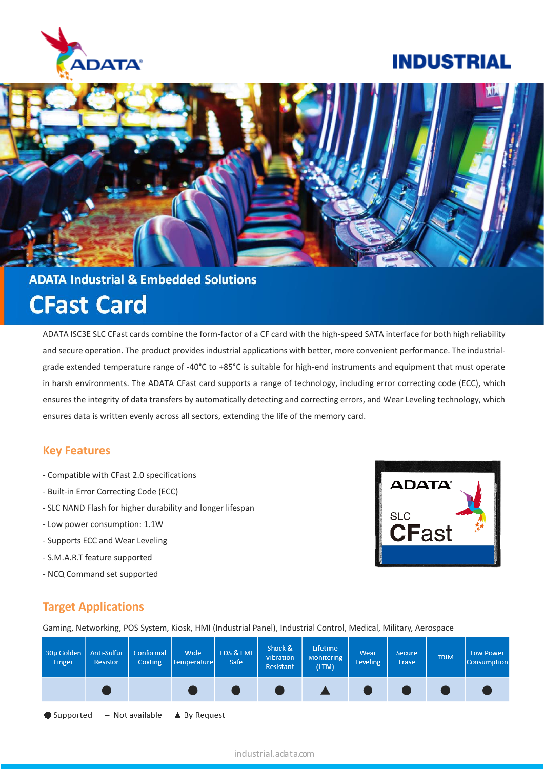ADATA

# INDUSTRIAL

## ADATA Industrial & Embedded Solutions

# CFast Card

ADATA ISC3E SLC CFast cards combine the form-factor of a CF card with the high-speed SATA interface for both high reliability and secure operation. The product provides industrial applications with better, more convenient performance. The industrial-grade extended temperature range of -40°C to +85°C is suitable for high-end instruments and equipment that must operate in harsh environments. The ADATA CFast card supports a range of technology, including error correcting code (ECC), which ensures the integrity of data transfers by automatically detecting and correcting errors, and Wear Leveling technology, which ensures data is written evenly across all sectors, extending the life of the memory card.

## Key Features

- Compatible with CFast 2.0 specifications
- Built-in Error Correcting Code (ECC)
- SLC NAND Flash for higher durability and longer lifespan
- Low power consumption: 1.1W
- Supports ECC and Wear Leveling
- S.M.A.R.T feature supported
- NCQ Command set supported

## Target Applications

Gaming, Networking, POS System, Kiosk, HMI (Industrial Panel), Industrial Control, Medical, Military, Aerospace

| 30μ Golden Finger | Anti-Sulfur Resistor | Conformal Coating | Wide Temperature | EDS & EMI Safe | Shock & Vibration Resistant | Lifetime Monitoring (LTM) | Wear Leveling | Secure Erase | TRIM | Low Power Consumption |
|---|---|---|---|---|---|---|---|---|---|---|
| — | ● | — | ● | ● | ● | ▲ | ● | ● | ● | ● |

● Supported — Not available ▲ By Request

industrial.adata.com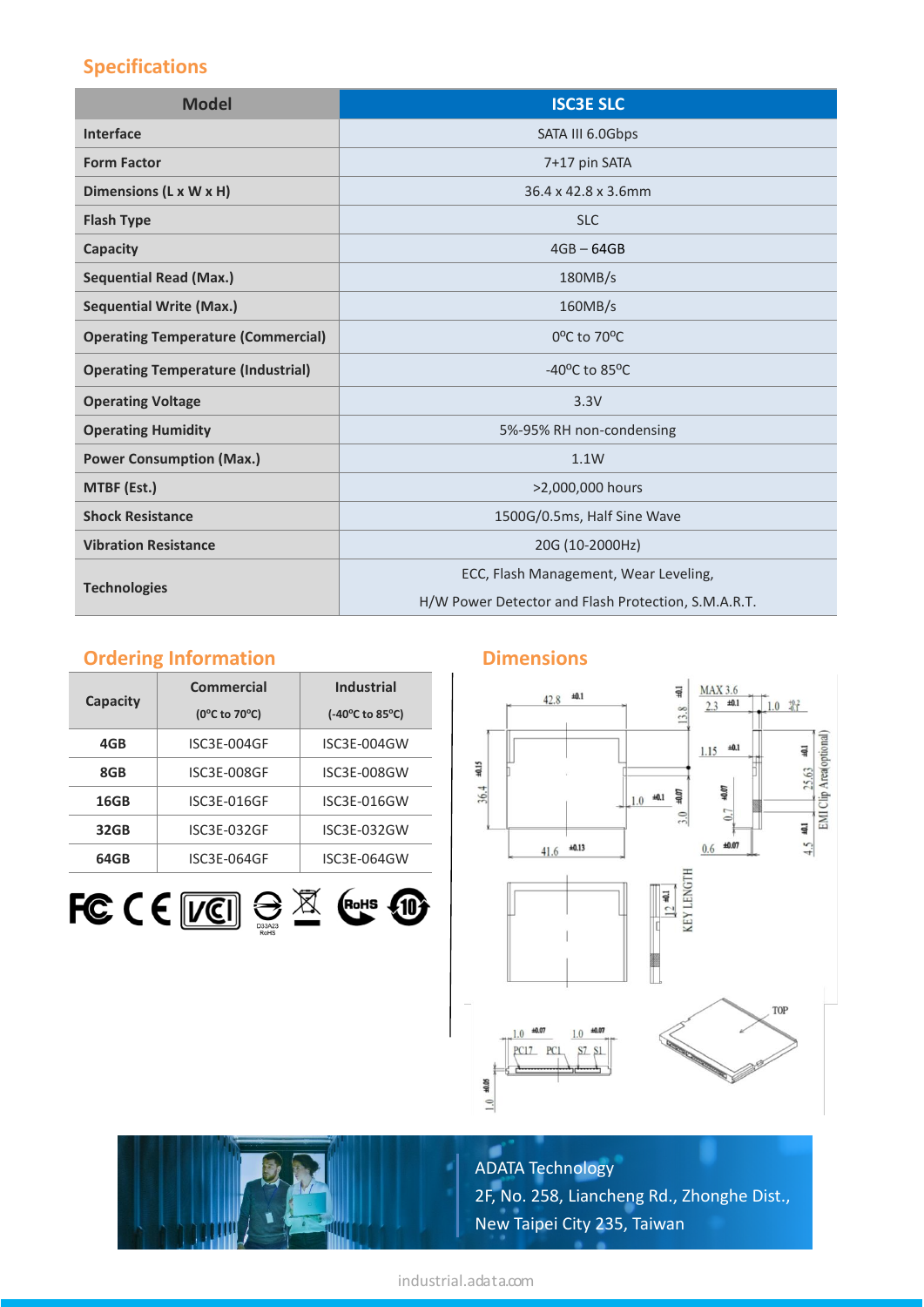## Specifications

| Model | ISC3E SLC |
|---|---|
| Interface | SATA III 6.0Gbps |
| Form Factor | 7+17 pin SATA |
| Dimensions (L x W x H) | 36.4 x 42.8 x 3.6mm |
| Flash Type | SLC |
| Capacity | 4GB – 64GB |
| Sequential Read (Max.) | 180MB/s |
| Sequential Write (Max.) | 160MB/s |
| Operating Temperature (Commercial) | 0ºC to 70ºC |
| Operating Temperature (Industrial) | -40ºC to 85ºC |
| Operating Voltage | 3.3V |
| Operating Humidity | 5%-95% RH non-condensing |
| Power Consumption (Max.) | 1.1W |
| MTBF (Est.) | >2,000,000 hours |
| Shock Resistance | 1500G/0.5ms, Half Sine Wave |
| Vibration Resistance | 20G (10-2000Hz) |
| Technologies | ECC, Flash Management, Wear Leveling, H/W Power Detector and Flash Protection, S.M.A.R.T. |

## Ordering Information

| Capacity | Commercial (0ºC to 70ºC) | Industrial (-40ºC to 85ºC) |
|---|---|---|
| 4GB | ISC3E-004GF | ISC3E-004GW |
| 8GB | ISC3E-008GF | ISC3E-008GW |
| 16GB | ISC3E-016GF | ISC3E-016GW |
| 32GB | ISC3E-032GF | ISC3E-032GW |
| 64GB | ISC3E-064GF | ISC3E-064GW |

## Dimensions

42.8 ±0.1
13.8 ±0.1
MAX 3.6
2.3 ±0.1
1.0 +0.2 -0.1
1.15 ±0.1
36.4 ±0.15
1.0 ±0.1
3.0 ±0.07
0.7 ±0.07
25.63 ±0.1
EMI Clip Area(optional)
4.5 ±0.1
41.6 ±0.13
0.6 ±0.07
12 ±0.1
KEY LENGTH
1.0 ±0.07
1.0 ±0.07
PC17 PC1 S7 S1
1.0 ±0.05
TOP

ADATA Technology
2F, No. 258, Liancheng Rd., Zhonghe Dist.,
New Taipei City 235, Taiwan

industrial.adata.com